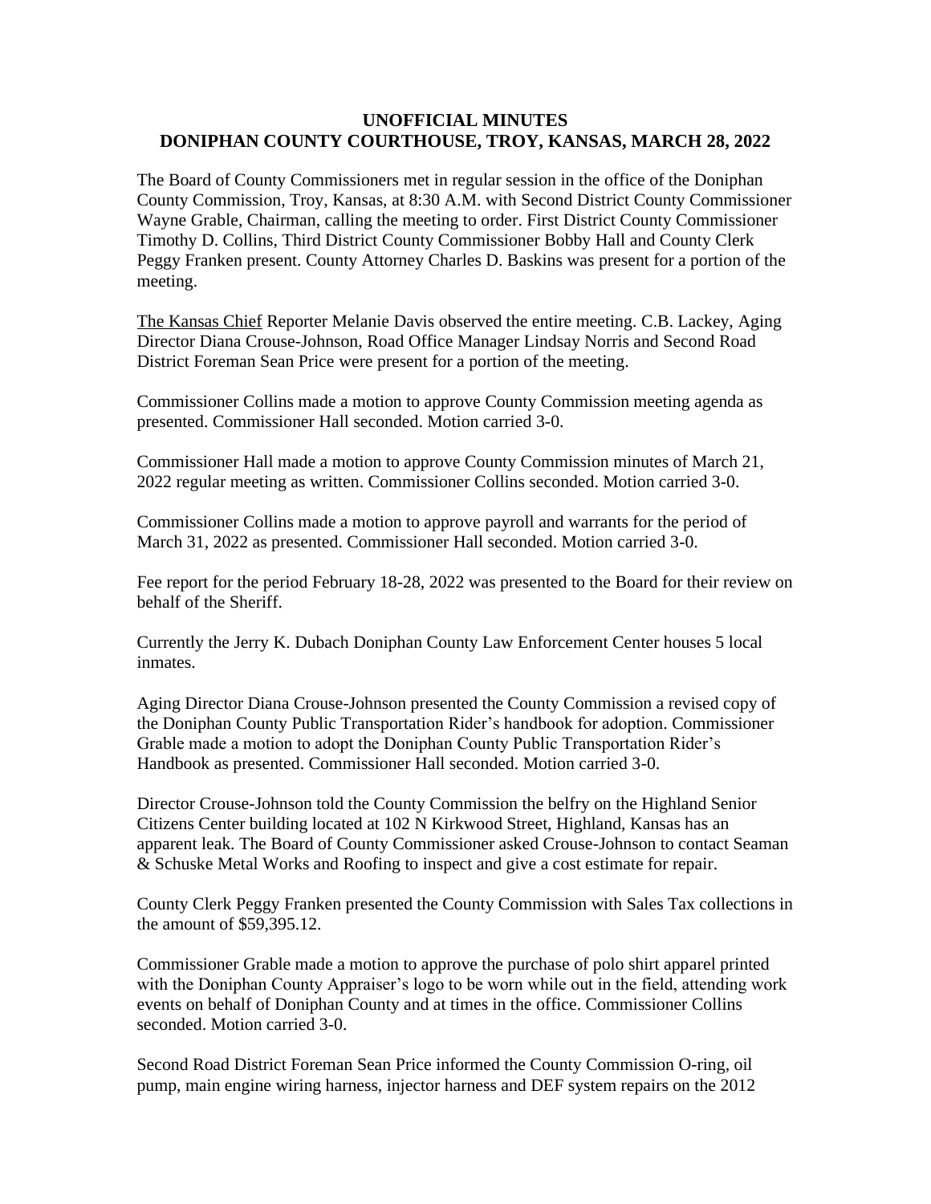**UNOFFICIAL MINUTES**
**DONIPHAN COUNTY COURTHOUSE, TROY, KANSAS, MARCH 28, 2022**

The Board of County Commissioners met in regular session in the office of the Doniphan County Commission, Troy, Kansas, at 8:30 A.M. with Second District County Commissioner Wayne Grable, Chairman, calling the meeting to order. First District County Commissioner Timothy D. Collins, Third District County Commissioner Bobby Hall and County Clerk Peggy Franken present. County Attorney Charles D. Baskins was present for a portion of the meeting.

The Kansas Chief Reporter Melanie Davis observed the entire meeting. C.B. Lackey, Aging Director Diana Crouse-Johnson, Road Office Manager Lindsay Norris and Second Road District Foreman Sean Price were present for a portion of the meeting.

Commissioner Collins made a motion to approve County Commission meeting agenda as presented. Commissioner Hall seconded. Motion carried 3-0.

Commissioner Hall made a motion to approve County Commission minutes of March 21, 2022 regular meeting as written. Commissioner Collins seconded. Motion carried 3-0.

Commissioner Collins made a motion to approve payroll and warrants for the period of March 31, 2022 as presented. Commissioner Hall seconded. Motion carried 3-0.

Fee report for the period February 18-28, 2022 was presented to the Board for their review on behalf of the Sheriff.

Currently the Jerry K. Dubach Doniphan County Law Enforcement Center houses 5 local inmates.

Aging Director Diana Crouse-Johnson presented the County Commission a revised copy of the Doniphan County Public Transportation Rider's handbook for adoption. Commissioner Grable made a motion to adopt the Doniphan County Public Transportation Rider's Handbook as presented. Commissioner Hall seconded. Motion carried 3-0.

Director Crouse-Johnson told the County Commission the belfry on the Highland Senior Citizens Center building located at 102 N Kirkwood Street, Highland, Kansas has an apparent leak. The Board of County Commissioner asked Crouse-Johnson to contact Seaman & Schuske Metal Works and Roofing to inspect and give a cost estimate for repair.

County Clerk Peggy Franken presented the County Commission with Sales Tax collections in the amount of $59,395.12.

Commissioner Grable made a motion to approve the purchase of polo shirt apparel printed with the Doniphan County Appraiser's logo to be worn while out in the field, attending work events on behalf of Doniphan County and at times in the office. Commissioner Collins seconded. Motion carried 3-0.

Second Road District Foreman Sean Price informed the County Commission O-ring, oil pump, main engine wiring harness, injector harness and DEF system repairs on the 2012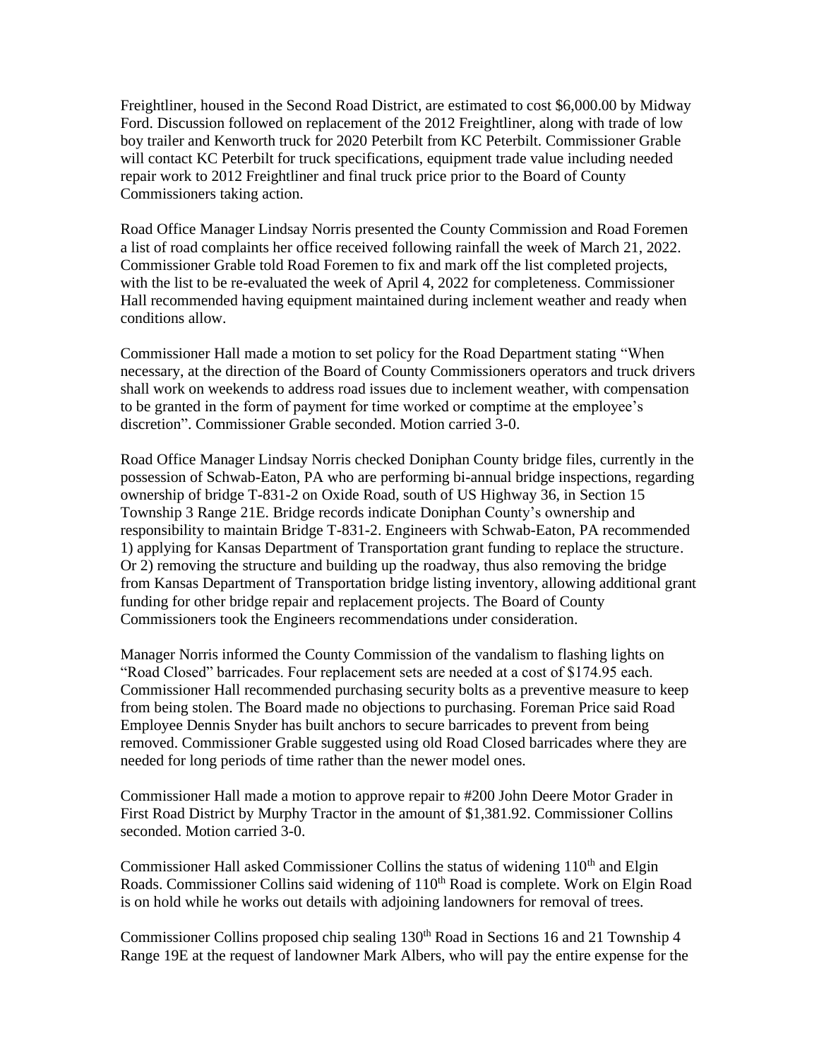Freightliner, housed in the Second Road District, are estimated to cost $6,000.00 by Midway Ford. Discussion followed on replacement of the 2012 Freightliner, along with trade of low boy trailer and Kenworth truck for 2020 Peterbilt from KC Peterbilt. Commissioner Grable will contact KC Peterbilt for truck specifications, equipment trade value including needed repair work to 2012 Freightliner and final truck price prior to the Board of County Commissioners taking action.

Road Office Manager Lindsay Norris presented the County Commission and Road Foremen a list of road complaints her office received following rainfall the week of March 21, 2022. Commissioner Grable told Road Foremen to fix and mark off the list completed projects, with the list to be re-evaluated the week of April 4, 2022 for completeness. Commissioner Hall recommended having equipment maintained during inclement weather and ready when conditions allow.

Commissioner Hall made a motion to set policy for the Road Department stating "When necessary, at the direction of the Board of County Commissioners operators and truck drivers shall work on weekends to address road issues due to inclement weather, with compensation to be granted in the form of payment for time worked or comptime at the employee's discretion". Commissioner Grable seconded. Motion carried 3-0.

Road Office Manager Lindsay Norris checked Doniphan County bridge files, currently in the possession of Schwab-Eaton, PA who are performing bi-annual bridge inspections, regarding ownership of bridge T-831-2 on Oxide Road, south of US Highway 36, in Section 15 Township 3 Range 21E. Bridge records indicate Doniphan County's ownership and responsibility to maintain Bridge T-831-2. Engineers with Schwab-Eaton, PA recommended 1) applying for Kansas Department of Transportation grant funding to replace the structure. Or 2) removing the structure and building up the roadway, thus also removing the bridge from Kansas Department of Transportation bridge listing inventory, allowing additional grant funding for other bridge repair and replacement projects. The Board of County Commissioners took the Engineers recommendations under consideration.

Manager Norris informed the County Commission of the vandalism to flashing lights on "Road Closed" barricades. Four replacement sets are needed at a cost of $174.95 each. Commissioner Hall recommended purchasing security bolts as a preventive measure to keep from being stolen. The Board made no objections to purchasing. Foreman Price said Road Employee Dennis Snyder has built anchors to secure barricades to prevent from being removed. Commissioner Grable suggested using old Road Closed barricades where they are needed for long periods of time rather than the newer model ones.

Commissioner Hall made a motion to approve repair to #200 John Deere Motor Grader in First Road District by Murphy Tractor in the amount of $1,381.92. Commissioner Collins seconded. Motion carried 3-0.

Commissioner Hall asked Commissioner Collins the status of widening 110th and Elgin Roads. Commissioner Collins said widening of 110th Road is complete. Work on Elgin Road is on hold while he works out details with adjoining landowners for removal of trees.

Commissioner Collins proposed chip sealing 130th Road in Sections 16 and 21 Township 4 Range 19E at the request of landowner Mark Albers, who will pay the entire expense for the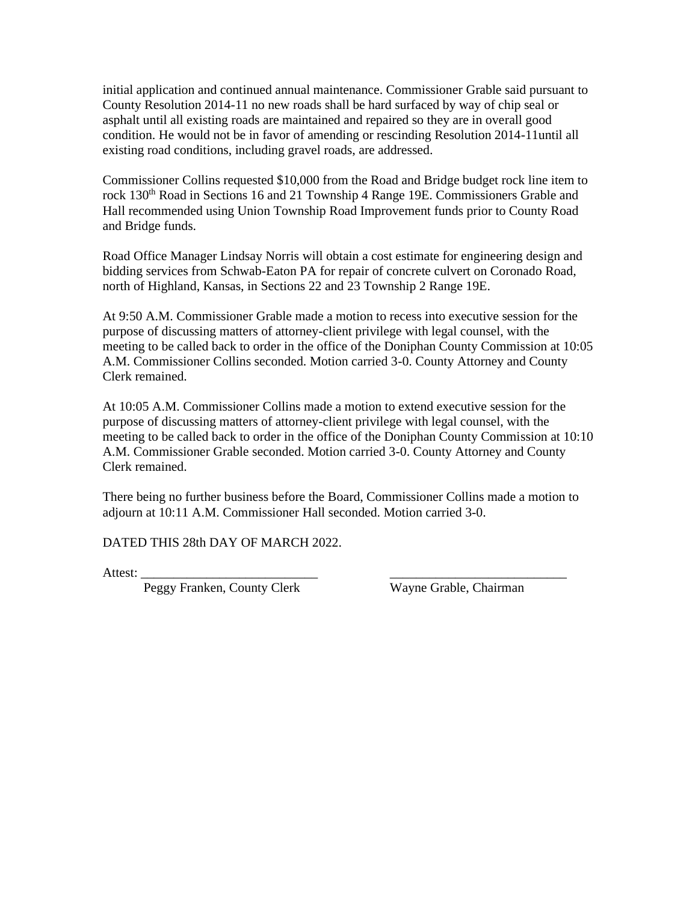initial application and continued annual maintenance. Commissioner Grable said pursuant to County Resolution 2014-11 no new roads shall be hard surfaced by way of chip seal or asphalt until all existing roads are maintained and repaired so they are in overall good condition. He would not be in favor of amending or rescinding Resolution 2014-11until all existing road conditions, including gravel roads, are addressed.

Commissioner Collins requested $10,000 from the Road and Bridge budget rock line item to rock 130th Road in Sections 16 and 21 Township 4 Range 19E. Commissioners Grable and Hall recommended using Union Township Road Improvement funds prior to County Road and Bridge funds.

Road Office Manager Lindsay Norris will obtain a cost estimate for engineering design and bidding services from Schwab-Eaton PA for repair of concrete culvert on Coronado Road, north of Highland, Kansas, in Sections 22 and 23 Township 2 Range 19E.

At 9:50 A.M. Commissioner Grable made a motion to recess into executive session for the purpose of discussing matters of attorney-client privilege with legal counsel, with the meeting to be called back to order in the office of the Doniphan County Commission at 10:05 A.M. Commissioner Collins seconded. Motion carried 3-0. County Attorney and County Clerk remained.

At 10:05 A.M. Commissioner Collins made a motion to extend executive session for the purpose of discussing matters of attorney-client privilege with legal counsel, with the meeting to be called back to order in the office of the Doniphan County Commission at 10:10 A.M. Commissioner Grable seconded. Motion carried 3-0. County Attorney and County Clerk remained.

There being no further business before the Board, Commissioner Collins made a motion to adjourn at 10:11 A.M. Commissioner Hall seconded. Motion carried 3-0.

DATED THIS 28th DAY OF MARCH 2022.

Attest: ___________________________ ___________________________

Peggy Franken, County Clerk Wayne Grable, Chairman